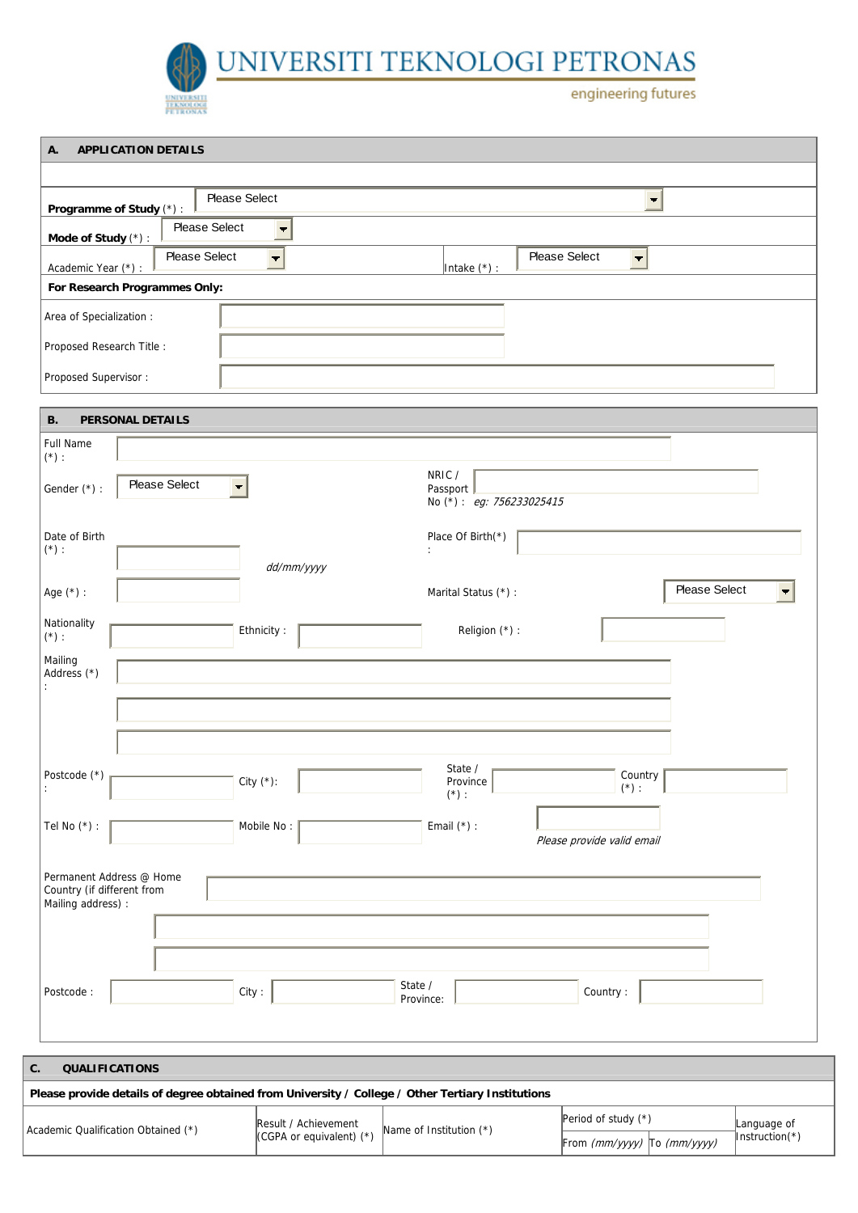# UNIVERSITI TEKNOLOGI PETRONAS

engineering futures

## A. APPLICATION DETAILS

**Programme of Study** (*) : Please Select

**Mode of Study** (*) : Please Select

Academic Year (*) : Please Select

Intake (*) : Please Select

**For Research Programmes Only:**

Area of Specialization :

Proposed Research Title :

Proposed Supervisor :

## B. PERSONAL DETAILS

Full Name (*) :

Gender (*) : Please Select

NRIC / Passport No (*) : *eg: 756233025415*

Date of Birth (*) : *dd/mm/yyyy*

Place Of Birth(*) :

Age (*) :

Marital Status (*) : Please Select

Nationality (*) :

Ethnicity :

Religion (*) :

Mailing Address (*) :

Postcode (*) :

City (*):

State / Province (*) :

Country (*) :

Tel No (*) :

Mobile No :

Email (*) : *Please provide valid email*

Permanent Address @ Home Country (if different from Mailing address) :

Postcode :

City :

State / Province:

Country :

## C. QUALIFICATIONS

**Please provide details of degree obtained from University / College / Other Tertiary Institutions**

| Academic Qualification Obtained (*) | Result / Achievement (CGPA or equivalent) (*) | Name of Institution (*) | Period of study (*) | | Language of Instruction(*) |
|---|---|---|---|---|---|
| | | | From *(mm/yyyy)* | To *(mm/yyyy)* | |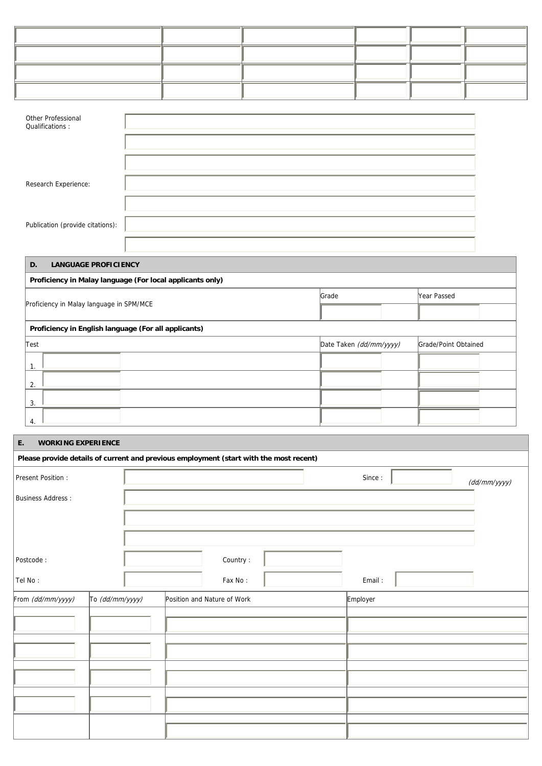| | | | | | |
|---|---|---|---|---|---|
| | | | | | |
| | | | | | |
| | | | | | |
| | | | | | |

Other Professional Qualifications :

Research Experience:

Publication (provide citations):

## D. LANGUAGE PROFICIENCY

**Proficiency in Malay language (For local applicants only)**

| | Grade | Year Passed |
|---|---|---|
| Proficiency in Malay language in SPM/MCE | | |

**Proficiency in English language (For all applicants)**

| Test | Date Taken *(dd/mm/yyyy)* | Grade/Point Obtained |
|---|---|---|
| 1. | | |
| 2. | | |
| 3. | | |
| 4. | | |

## E. WORKING EXPERIENCE

**Please provide details of current and previous employment (start with the most recent)**

Present Position : Since : *(dd/mm/yyyy)*

Business Address :

Postcode : Country :

Tel No : Fax No : Email :

| From *(dd/mm/yyyy)* | To *(dd/mm/yyyy)* | Position and Nature of Work | Employer |
|---|---|---|---|
| | | | |
| | | | |
| | | | |
| | | | |
| | | | |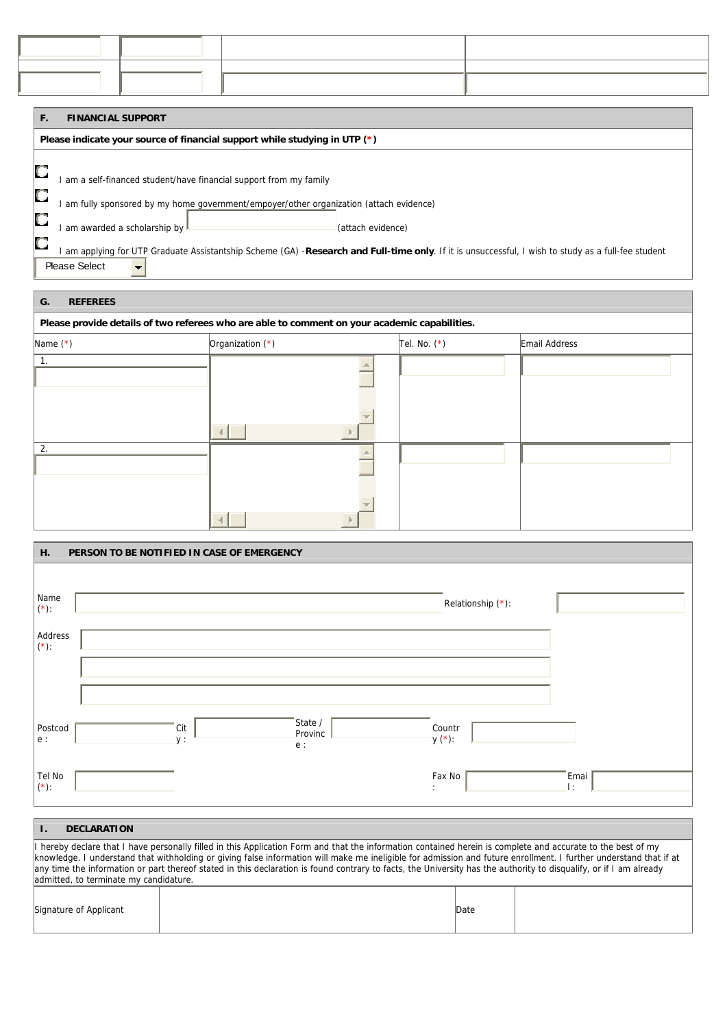| | | | |
|---|---|---|---|
| | | | |
| | | | |

## F. FINANCIAL SUPPORT

**Please indicate your source of financial support while studying in UTP (*)**

- I am a self-financed student/have financial support from my family
- I am fully sponsored by my home government/empoyer/other organization (attach evidence)
- I am awarded a scholarship by ______________ (attach evidence)
- I am applying for UTP Graduate Assistantship Scheme (GA) -**Research and Full-time only**. If it is unsuccessful, I wish to study as a full-fee student

Please Select

## G. REFEREES

**Please provide details of two referees who are able to comment on your academic capabilities.**

| Name (*) | Organization (*) | Tel. No. (*) | Email Address |
|---|---|---|---|
| 1. | | | |
| 2. | | | |

## H. PERSON TO BE NOTIFIED IN CASE OF EMERGENCY

Name (*): ______________ Relationship (*): ______________

Address (*): ______________

Postcode : ______________ City : ______________ State / Province : ______________ Country (*): ______________

Tel No (*): ______________ Fax No : ______________ Email : ______________

## I. DECLARATION

I hereby declare that I have personally filled in this Application Form and that the information contained herein is complete and accurate to the best of my knowledge. I understand that withholding or giving false information will make me ineligible for admission and future enrollment. I further understand that if at any time the information or part thereof stated in this declaration is found contrary to facts, the University has the authority to disqualify, or if I am already admitted, to terminate my candidature.

| | | | |
|---|---|---|---|
| Signature of Applicant | | Date | |